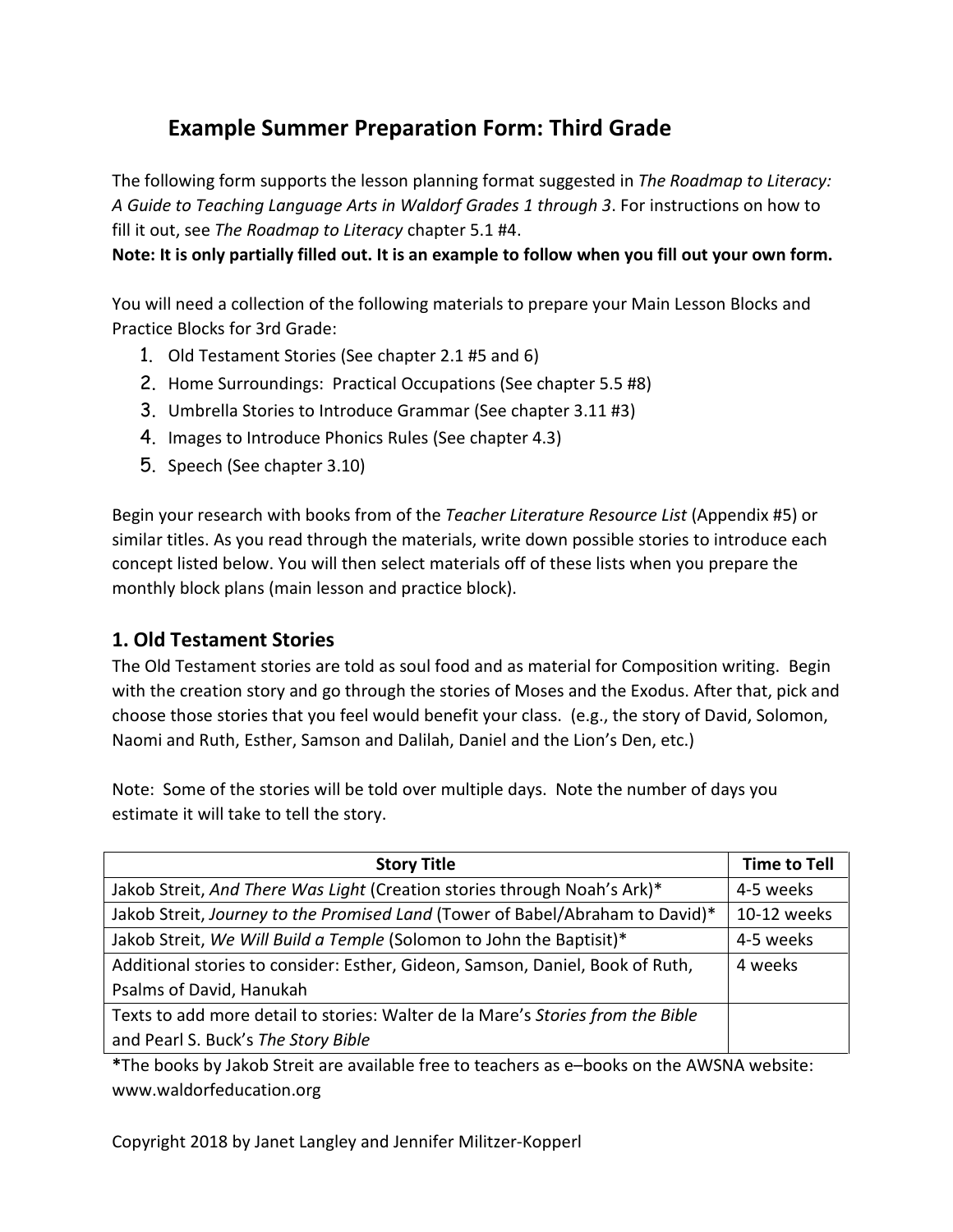# Example Summer Preparation Form: Third Grade

The following form supports the lesson planning format suggested in *The Roadmap to Literacy: A Guide to Teaching Language Arts in Waldorf Grades 1 through 3*. For instructions on how to fill it out, see *The Roadmap to Literacy* chapter 5.1 #4.

**Note: It is only partially filled out. It is an example to follow when you fill out your own form.**

You will need a collection of the following materials to prepare your Main Lesson Blocks and Practice Blocks for 3rd Grade:

1. Old Testament Stories (See chapter 2.1 #5 and 6)
2. Home Surroundings: Practical Occupations (See chapter 5.5 #8)
3. Umbrella Stories to Introduce Grammar (See chapter 3.11 #3)
4. Images to Introduce Phonics Rules (See chapter 4.3)
5. Speech (See chapter 3.10)

Begin your research with books from of the *Teacher Literature Resource List* (Appendix #5) or similar titles. As you read through the materials, write down possible stories to introduce each concept listed below. You will then select materials off of these lists when you prepare the monthly block plans (main lesson and practice block).

## 1. Old Testament Stories

The Old Testament stories are told as soul food and as material for Composition writing. Begin with the creation story and go through the stories of Moses and the Exodus. After that, pick and choose those stories that you feel would benefit your class. (e.g., the story of David, Solomon, Naomi and Ruth, Esther, Samson and Dalilah, Daniel and the Lion's Den, etc.)

Note: Some of the stories will be told over multiple days. Note the number of days you estimate it will take to tell the story.

| Story Title | Time to Tell |
|---|---|
| Jakob Streit, *And There Was Light* (Creation stories through Noah's Ark)* | 4-5 weeks |
| Jakob Streit, *Journey to the Promised Land* (Tower of Babel/Abraham to David)* | 10-12 weeks |
| Jakob Streit, *We Will Build a Temple* (Solomon to John the Baptist)* | 4-5 weeks |
| Additional stories to consider: Esther, Gideon, Samson, Daniel, Book of Ruth, Psalms of David, Hanukah | 4 weeks |
| Texts to add more detail to stories: Walter de la Mare's *Stories from the Bible* and Pearl S. Buck's *The Story Bible* | |

**\***The books by Jakob Streit are available free to teachers as e–books on the AWSNA website: www.waldorfeducation.org

Copyright 2018 by Janet Langley and Jennifer Militzer-Kopperl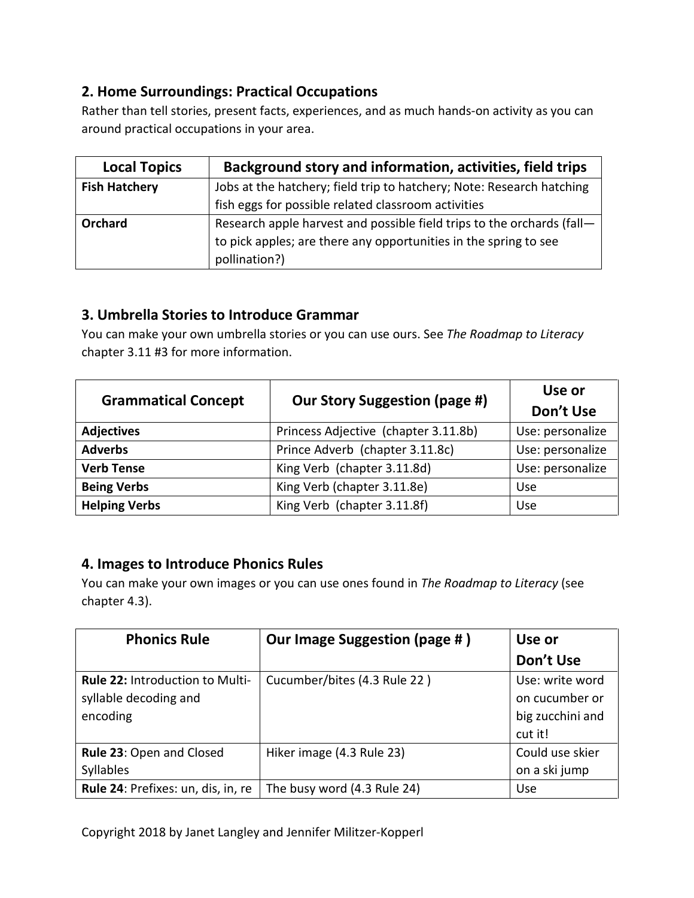## 2. Home Surroundings: Practical Occupations

Rather than tell stories, present facts, experiences, and as much hands-on activity as you can around practical occupations in your area.

| Local Topics | Background story and information, activities, field trips |
| --- | --- |
| **Fish Hatchery** | Jobs at the hatchery; field trip to hatchery; Note: Research hatching fish eggs for possible related classroom activities |
| **Orchard** | Research apple harvest and possible field trips to the orchards (fall—to pick apples; are there any opportunities in the spring to see pollination?) |

## 3. Umbrella Stories to Introduce Grammar

You can make your own umbrella stories or you can use ours. See *The Roadmap to Literacy* chapter 3.11 #3 for more information.

| Grammatical Concept | Our Story Suggestion (page #) | Use or Don't Use |
| --- | --- | --- |
| **Adjectives** | Princess Adjective (chapter 3.11.8b) | Use: personalize |
| **Adverbs** | Prince Adverb (chapter 3.11.8c) | Use: personalize |
| **Verb Tense** | King Verb (chapter 3.11.8d) | Use: personalize |
| **Being Verbs** | King Verb (chapter 3.11.8e) | Use |
| **Helping Verbs** | King Verb (chapter 3.11.8f) | Use |

## 4. Images to Introduce Phonics Rules

You can make your own images or you can use ones found in *The Roadmap to Literacy* (see chapter 4.3).

| Phonics Rule | Our Image Suggestion (page # ) | Use or Don't Use |
| --- | --- | --- |
| **Rule 22:** Introduction to Multi-syllable decoding and encoding | Cucumber/bites (4.3 Rule 22 ) | Use: write word on cucumber or big zucchini and cut it! |
| **Rule 23**: Open and Closed Syllables | Hiker image (4.3 Rule 23) | Could use skier on a ski jump |
| **Rule 24**: Prefixes: un, dis, in, re | The busy word (4.3 Rule 24) | Use |

Copyright 2018 by Janet Langley and Jennifer Militzer-Kopperl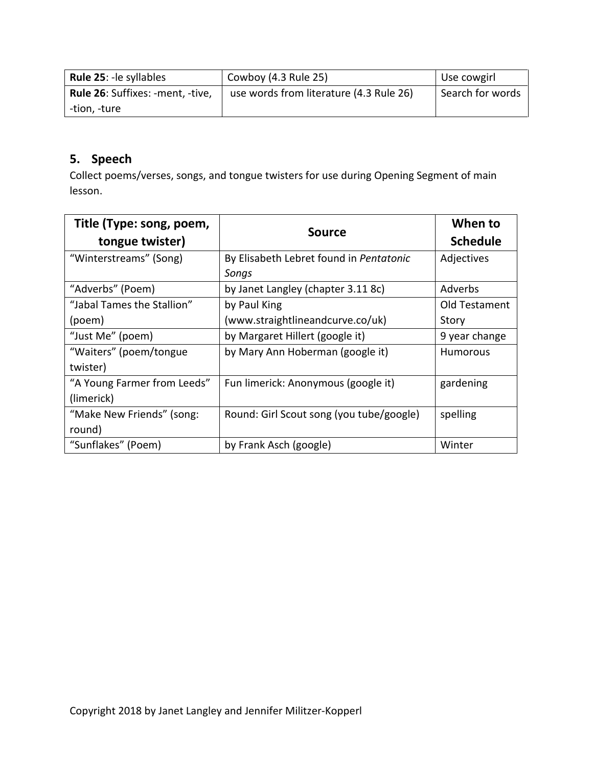| | | |
|---|---|---|
| **Rule 25**: -le syllables | Cowboy (4.3 Rule 25) | Use cowgirl |
| **Rule 26**: Suffixes: -ment, -tive, -tion, -ture | use words from literature (4.3 Rule 26) | Search for words |

## 5. Speech

Collect poems/verses, songs, and tongue twisters for use during Opening Segment of main lesson.

| Title (Type: song, poem, tongue twister) | Source | When to Schedule |
|---|---|---|
| "Winterstreams" (Song) | By Elisabeth Lebret found in *Pentatonic Songs* | Adjectives |
| "Adverbs" (Poem) | by Janet Langley (chapter 3.11 8c) | Adverbs |
| "Jabal Tames the Stallion" (poem) | by Paul King (www.straightlineandcurve.co/uk) | Old Testament Story |
| "Just Me" (poem) | by Margaret Hillert (google it) | 9 year change |
| "Waiters" (poem/tongue twister) | by Mary Ann Hoberman (google it) | Humorous |
| "A Young Farmer from Leeds" (limerick) | Fun limerick: Anonymous (google it) | gardening |
| "Make New Friends" (song: round) | Round: Girl Scout song (you tube/google) | spelling |
| "Sunflakes" (Poem) | by Frank Asch (google) | Winter |

Copyright 2018 by Janet Langley and Jennifer Militzer-Kopperl